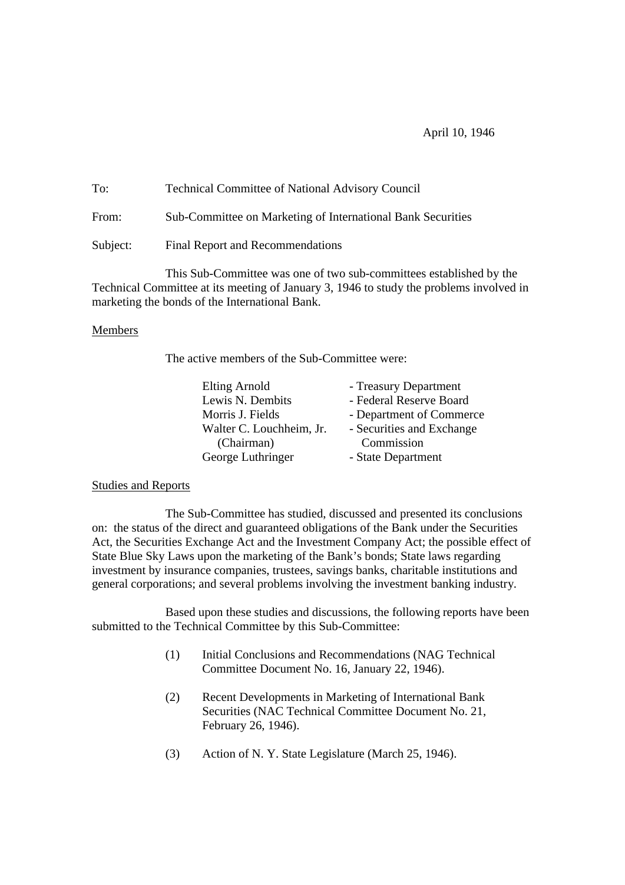April 10, 1946

To: Technical Committee of National Advisory Council

From: Sub-Committee on Marketing of International Bank Securities

Subject: Final Report and Recommendations

This Sub-Committee was one of two sub-committees established by the Technical Committee at its meeting of January 3, 1946 to study the problems involved in marketing the bonds of the International Bank.

## Members

The active members of the Sub-Committee were:

| | |
|---|---|
| Elting Arnold | - Treasury Department |
| Lewis N. Dembits | - Federal Reserve Board |
| Morris J. Fields | - Department of Commerce |
| Walter C. Louchheim, Jr. (Chairman) | - Securities and Exchange Commission |
| George Luthringer | - State Department |

## Studies and Reports

The Sub-Committee has studied, discussed and presented its conclusions on: the status of the direct and guaranteed obligations of the Bank under the Securities Act, the Securities Exchange Act and the Investment Company Act; the possible effect of State Blue Sky Laws upon the marketing of the Bank's bonds; State laws regarding investment by insurance companies, trustees, savings banks, charitable institutions and general corporations; and several problems involving the investment banking industry.

Based upon these studies and discussions, the following reports have been submitted to the Technical Committee by this Sub-Committee:

(1) Initial Conclusions and Recommendations (NAG Technical Committee Document No. 16, January 22, 1946).

(2) Recent Developments in Marketing of International Bank Securities (NAC Technical Committee Document No. 21, February 26, 1946).

(3) Action of N. Y. State Legislature (March 25, 1946).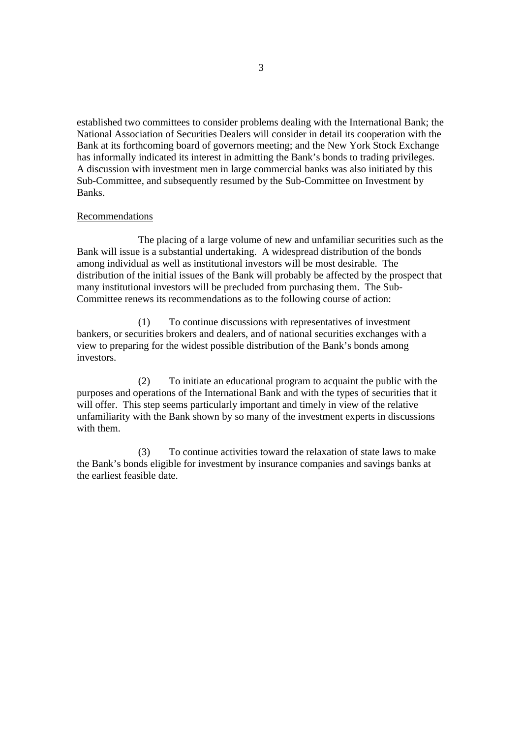established two committees to consider problems dealing with the International Bank; the National Association of Securities Dealers will consider in detail its cooperation with the Bank at its forthcoming board of governors meeting; and the New York Stock Exchange has informally indicated its interest in admitting the Bank's bonds to trading privileges. A discussion with investment men in large commercial banks was also initiated by this Sub-Committee, and subsequently resumed by the Sub-Committee on Investment by Banks.

## Recommendations

The placing of a large volume of new and unfamiliar securities such as the Bank will issue is a substantial undertaking. A widespread distribution of the bonds among individual as well as institutional investors will be most desirable. The distribution of the initial issues of the Bank will probably be affected by the prospect that many institutional investors will be precluded from purchasing them. The Sub-Committee renews its recommendations as to the following course of action:

(1) To continue discussions with representatives of investment bankers, or securities brokers and dealers, and of national securities exchanges with a view to preparing for the widest possible distribution of the Bank's bonds among investors.

(2) To initiate an educational program to acquaint the public with the purposes and operations of the International Bank and with the types of securities that it will offer. This step seems particularly important and timely in view of the relative unfamiliarity with the Bank shown by so many of the investment experts in discussions with them.

(3) To continue activities toward the relaxation of state laws to make the Bank's bonds eligible for investment by insurance companies and savings banks at the earliest feasible date.